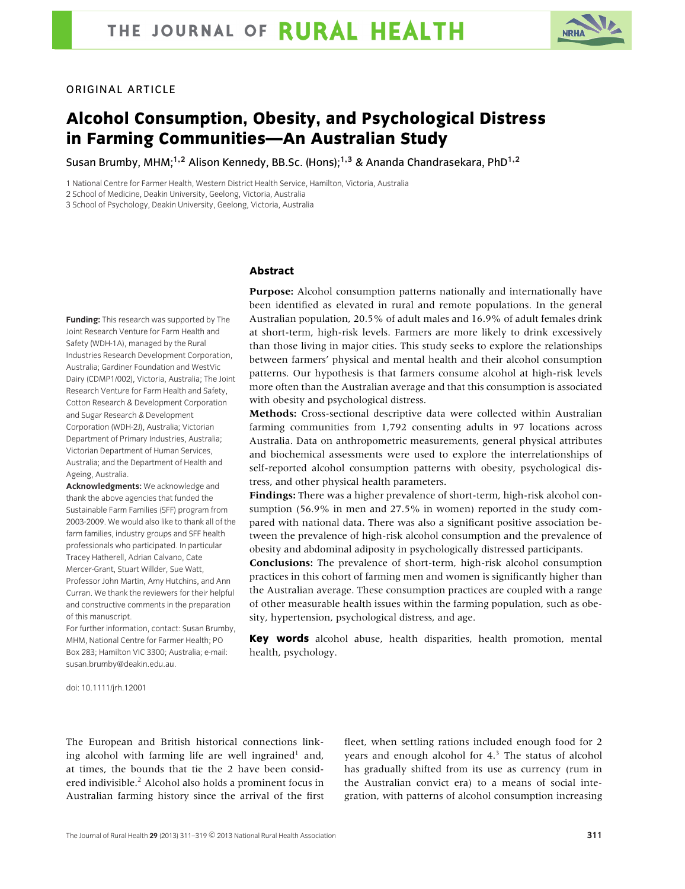ORIGINAL ARTICLE

# Alcohol Consumption, Obesity, and Psychological Distress in Farming Communities—An Australian Study

Susan Brumby, MHM;[1,2] Alison Kennedy, BB.Sc. (Hons);[1,3] & Ananda Chandrasekara, PhD[1,2]

1 National Centre for Farmer Health, Western District Health Service, Hamilton, Victoria, Australia
2 School of Medicine, Deakin University, Geelong, Victoria, Australia
3 School of Psychology, Deakin University, Geelong, Victoria, Australia

## Abstract

**Purpose:** Alcohol consumption patterns nationally and internationally have been identified as elevated in rural and remote populations. In the general Australian population, 20.5% of adult males and 16.9% of adult females drink at short-term, high-risk levels. Farmers are more likely to drink excessively than those living in major cities. This study seeks to explore the relationships between farmers' physical and mental health and their alcohol consumption patterns. Our hypothesis is that farmers consume alcohol at high-risk levels more often than the Australian average and that this consumption is associated with obesity and psychological distress.

**Methods:** Cross-sectional descriptive data were collected within Australian farming communities from 1,792 consenting adults in 97 locations across Australia. Data on anthropometric measurements, general physical attributes and biochemical assessments were used to explore the interrelationships of self-reported alcohol consumption patterns with obesity, psychological distress, and other physical health parameters.

**Findings:** There was a higher prevalence of short-term, high-risk alcohol consumption (56.9% in men and 27.5% in women) reported in the study compared with national data. There was also a significant positive association between the prevalence of high-risk alcohol consumption and the prevalence of obesity and abdominal adiposity in psychologically distressed participants.

**Conclusions:** The prevalence of short-term, high-risk alcohol consumption practices in this cohort of farming men and women is significantly higher than the Australian average. These consumption practices are coupled with a range of other measurable health issues within the farming population, such as obesity, hypertension, psychological distress, and age.

**Key words** alcohol abuse, health disparities, health promotion, mental health, psychology.

**Funding:** This research was supported by The Joint Research Venture for Farm Health and Safety (WDH-1A), managed by the Rural Industries Research Development Corporation, Australia; Gardiner Foundation and WestVic Dairy (CDMP1/002), Victoria, Australia; The Joint Research Venture for Farm Health and Safety, Cotton Research & Development Corporation and Sugar Research & Development Corporation (WDH-2J), Australia; Victorian Department of Primary Industries, Australia; Victorian Department of Human Services, Australia; and the Department of Health and Ageing, Australia.

**Acknowledgments:** We acknowledge and thank the above agencies that funded the Sustainable Farm Families (SFF) program from 2003-2009. We would also like to thank all of the farm families, industry groups and SFF health professionals who participated. In particular Tracey Hatherell, Adrian Calvano, Cate Mercer-Grant, Stuart Willder, Sue Watt, Professor John Martin, Amy Hutchins, and Ann Curran. We thank the reviewers for their helpful and constructive comments in the preparation of this manuscript.

For further information, contact: Susan Brumby, MHM, National Centre for Farmer Health; PO Box 283; Hamilton VIC 3300; Australia; e-mail: susan.brumby@deakin.edu.au.

doi: 10.1111/jrh.12001

The European and British historical connections linking alcohol with farming life are well ingrained[1] and, at times, the bounds that tie the 2 have been considered indivisible.[2] Alcohol also holds a prominent focus in Australian farming history since the arrival of the first fleet, when settling rations included enough food for 2 years and enough alcohol for 4.[3] The status of alcohol has gradually shifted from its use as currency (rum in the Australian convict era) to a means of social integration, with patterns of alcohol consumption increasing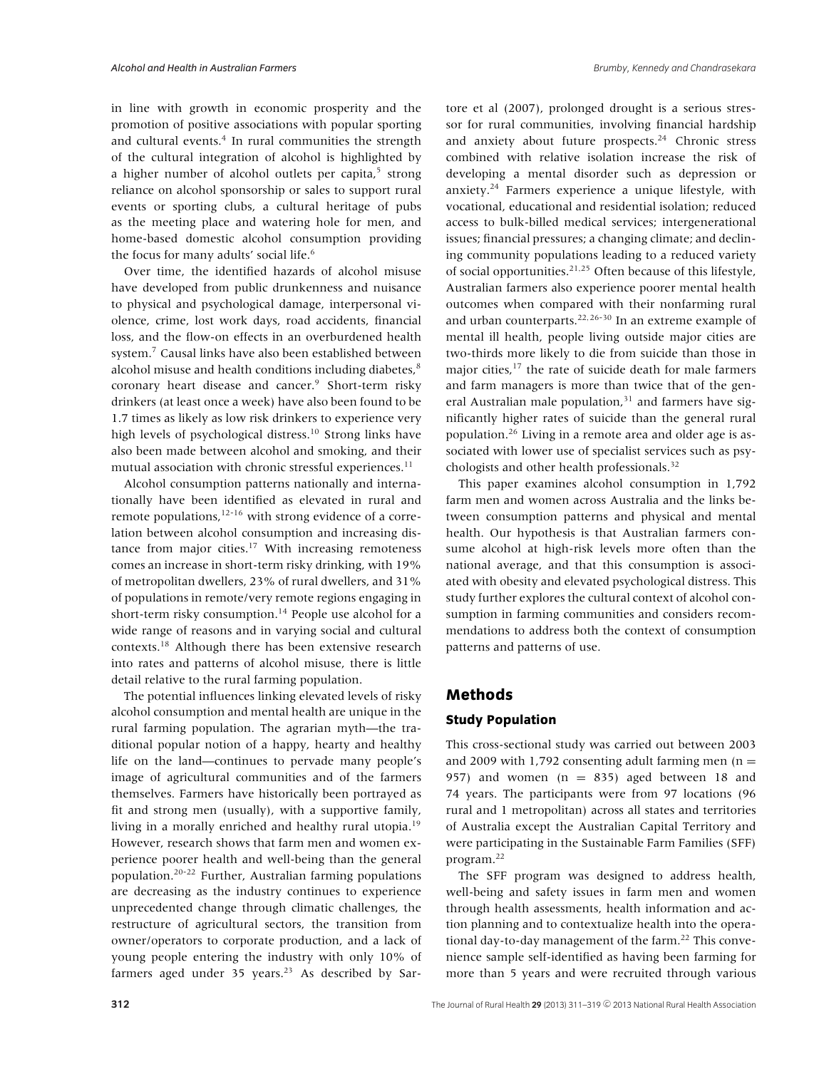in line with growth in economic prosperity and the promotion of positive associations with popular sporting and cultural events.[4] In rural communities the strength of the cultural integration of alcohol is highlighted by a higher number of alcohol outlets per capita,[5] strong reliance on alcohol sponsorship or sales to support rural events or sporting clubs, a cultural heritage of pubs as the meeting place and watering hole for men, and home-based domestic alcohol consumption providing the focus for many adults' social life.[6]

Over time, the identified hazards of alcohol misuse have developed from public drunkenness and nuisance to physical and psychological damage, interpersonal violence, crime, lost work days, road accidents, financial loss, and the flow-on effects in an overburdened health system.[7] Causal links have also been established between alcohol misuse and health conditions including diabetes,[8] coronary heart disease and cancer.[9] Short-term risky drinkers (at least once a week) have also been found to be 1.7 times as likely as low risk drinkers to experience very high levels of psychological distress.[10] Strong links have also been made between alcohol and smoking, and their mutual association with chronic stressful experiences.[11]

Alcohol consumption patterns nationally and internationally have been identified as elevated in rural and remote populations,[12-16] with strong evidence of a correlation between alcohol consumption and increasing distance from major cities.[17] With increasing remoteness comes an increase in short-term risky drinking, with 19% of metropolitan dwellers, 23% of rural dwellers, and 31% of populations in remote/very remote regions engaging in short-term risky consumption.[14] People use alcohol for a wide range of reasons and in varying social and cultural contexts.[18] Although there has been extensive research into rates and patterns of alcohol misuse, there is little detail relative to the rural farming population.

The potential influences linking elevated levels of risky alcohol consumption and mental health are unique in the rural farming population. The agrarian myth—the traditional popular notion of a happy, hearty and healthy life on the land—continues to pervade many people's image of agricultural communities and of the farmers themselves. Farmers have historically been portrayed as fit and strong men (usually), with a supportive family, living in a morally enriched and healthy rural utopia.[19] However, research shows that farm men and women experience poorer health and well-being than the general population.[20-22] Further, Australian farming populations are decreasing as the industry continues to experience unprecedented change through climatic challenges, the restructure of agricultural sectors, the transition from owner/operators to corporate production, and a lack of young people entering the industry with only 10% of farmers aged under 35 years.[23] As described by Sartore et al (2007), prolonged drought is a serious stressor for rural communities, involving financial hardship and anxiety about future prospects.[24] Chronic stress combined with relative isolation increase the risk of developing a mental disorder such as depression or anxiety.[24] Farmers experience a unique lifestyle, with vocational, educational and residential isolation; reduced access to bulk-billed medical services; intergenerational issues; financial pressures; a changing climate; and declining community populations leading to a reduced variety of social opportunities.[21,25] Often because of this lifestyle, Australian farmers also experience poorer mental health outcomes when compared with their nonfarming rural and urban counterparts.[22,26-30] In an extreme example of mental ill health, people living outside major cities are two-thirds more likely to die from suicide than those in major cities,[17] the rate of suicide death for male farmers and farm managers is more than twice that of the general Australian male population,[31] and farmers have significantly higher rates of suicide than the general rural population.[26] Living in a remote area and older age is associated with lower use of specialist services such as psychologists and other health professionals.[32]

This paper examines alcohol consumption in 1,792 farm men and women across Australia and the links between consumption patterns and physical and mental health. Our hypothesis is that Australian farmers consume alcohol at high-risk levels more often than the national average, and that this consumption is associated with obesity and elevated psychological distress. This study further explores the cultural context of alcohol consumption in farming communities and considers recommendations to address both the context of consumption patterns and patterns of use.

## Methods

### Study Population

This cross-sectional study was carried out between 2003 and 2009 with 1,792 consenting adult farming men ($n = 957$) and women ($n = 835$) aged between 18 and 74 years. The participants were from 97 locations (96 rural and 1 metropolitan) across all states and territories of Australia except the Australian Capital Territory and were participating in the Sustainable Farm Families (SFF) program.[22]

The SFF program was designed to address health, well-being and safety issues in farm men and women through health assessments, health information and action planning and to contextualize health into the operational day-to-day management of the farm.[22] This convenience sample self-identified as having been farming for more than 5 years and were recruited through various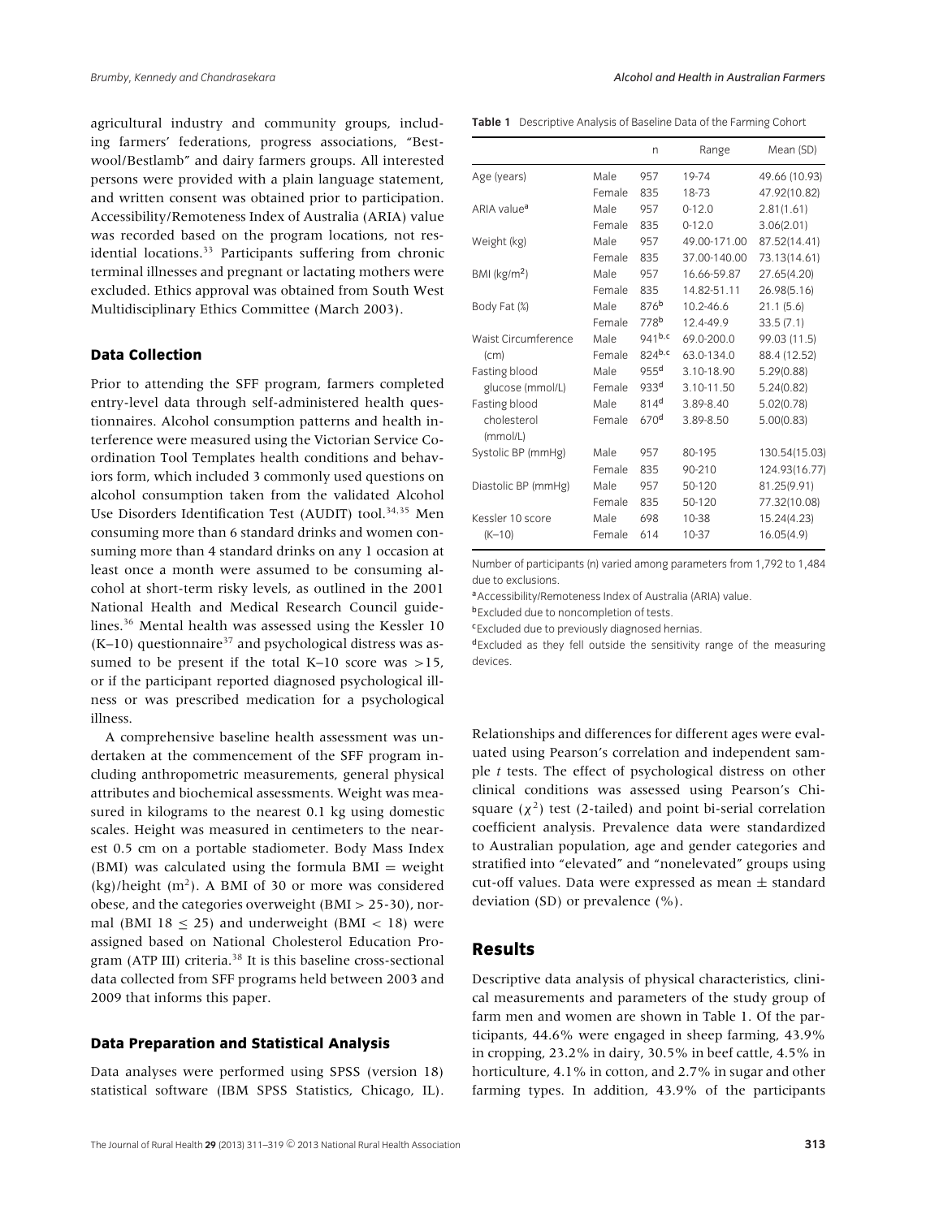agricultural industry and community groups, including farmers' federations, progress associations, "Bestwool/Bestlamb" and dairy farmers groups. All interested persons were provided with a plain language statement, and written consent was obtained prior to participation. Accessibility/Remoteness Index of Australia (ARIA) value was recorded based on the program locations, not residential locations.[33] Participants suffering from chronic terminal illnesses and pregnant or lactating mothers were excluded. Ethics approval was obtained from South West Multidisciplinary Ethics Committee (March 2003).

### Data Collection

Prior to attending the SFF program, farmers completed entry-level data through self-administered health questionnaires. Alcohol consumption patterns and health interference were measured using the Victorian Service Coordination Tool Templates health conditions and behaviors form, which included 3 commonly used questions on alcohol consumption taken from the validated Alcohol Use Disorders Identification Test (AUDIT) tool.[34,35] Men consuming more than 6 standard drinks and women consuming more than 4 standard drinks on any 1 occasion at least once a month were assumed to be consuming alcohol at short-term risky levels, as outlined in the 2001 National Health and Medical Research Council guidelines.[36] Mental health was assessed using the Kessler 10 (K–10) questionnaire[37] and psychological distress was assumed to be present if the total K–10 score was >15, or if the participant reported diagnosed psychological illness or was prescribed medication for a psychological illness.

A comprehensive baseline health assessment was undertaken at the commencement of the SFF program including anthropometric measurements, general physical attributes and biochemical assessments. Weight was measured in kilograms to the nearest 0.1 kg using domestic scales. Height was measured in centimeters to the nearest 0.5 cm on a portable stadiometer. Body Mass Index (BMI) was calculated using the formula BMI = weight (kg)/height ($m^2$). A BMI of 30 or more was considered obese, and the categories overweight (BMI > 25-30), normal (BMI 18 ≤ 25) and underweight (BMI < 18) were assigned based on National Cholesterol Education Program (ATP III) criteria.[38] It is this baseline cross-sectional data collected from SFF programs held between 2003 and 2009 that informs this paper.

### Data Preparation and Statistical Analysis

Data analyses were performed using SPSS (version 18) statistical software (IBM SPSS Statistics, Chicago, IL). Relationships and differences for different ages were evaluated using Pearson's correlation and independent sample *t* tests. The effect of psychological distress on other clinical conditions was assessed using Pearson's Chi-square ($\chi^2$) test (2-tailed) and point bi-serial correlation coefficient analysis. Prevalence data were standardized to Australian population, age and gender categories and stratified into "elevated" and "nonelevated" groups using cut-off values. Data were expressed as mean ± standard deviation (SD) or prevalence (%).

**Table 1** Descriptive Analysis of Baseline Data of the Farming Cohort

| | | n | Range | Mean (SD) |
|---|---|---|---|---|
| Age (years) | Male | 957 | 19-74 | 49.66 (10.93) |
| | Female | 835 | 18-73 | 47.92(10.82) |
| ARIA value[a] | Male | 957 | 0-12.0 | 2.81(1.61) |
| | Female | 835 | 0-12.0 | 3.06(2.01) |
| Weight (kg) | Male | 957 | 49.00-171.00 | 87.52(14.41) |
| | Female | 835 | 37.00-140.00 | 73.13(14.61) |
| BMI (kg/$m^2$) | Male | 957 | 16.66-59.87 | 27.65(4.20) |
| | Female | 835 | 14.82-51.11 | 26.98(5.16) |
| Body Fat (%) | Male | 876[b] | 10.2-46.6 | 21.1 (5.6) |
| | Female | 778[b] | 12.4-49.9 | 33.5 (7.1) |
| Waist Circumference (cm) | Male | 941[b,c] | 69.0-200.0 | 99.03 (11.5) |
| | Female | 824[b,c] | 63.0-134.0 | 88.4 (12.52) |
| Fasting blood glucose (mmol/L) | Male | 955[d] | 3.10-18.90 | 5.29(0.88) |
| | Female | 933[d] | 3.10-11.50 | 5.24(0.82) |
| Fasting blood cholesterol (mmol/L) | Male | 814[d] | 3.89-8.40 | 5.02(0.78) |
| | Female | 670[d] | 3.89-8.50 | 5.00(0.83) |
| Systolic BP (mmHg) | Male | 957 | 80-195 | 130.54(15.03) |
| | Female | 835 | 90-210 | 124.93(16.77) |
| Diastolic BP (mmHg) | Male | 957 | 50-120 | 81.25(9.91) |
| | Female | 835 | 50-120 | 77.32(10.08) |
| Kessler 10 score (K–10) | Male | 698 | 10-38 | 15.24(4.23) |
| | Female | 614 | 10-37 | 16.05(4.9) |

Number of participants (n) varied among parameters from 1,792 to 1,484 due to exclusions.

[a]Accessibility/Remoteness Index of Australia (ARIA) value.

[b]Excluded due to noncompletion of tests.

[c]Excluded due to previously diagnosed hernias.

[d]Excluded as they fell outside the sensitivity range of the measuring devices.

## Results

Descriptive data analysis of physical characteristics, clinical measurements and parameters of the study group of farm men and women are shown in Table 1. Of the participants, 44.6% were engaged in sheep farming, 43.9% in cropping, 23.2% in dairy, 30.5% in beef cattle, 4.5% in horticulture, 4.1% in cotton, and 2.7% in sugar and other farming types. In addition, 43.9% of the participants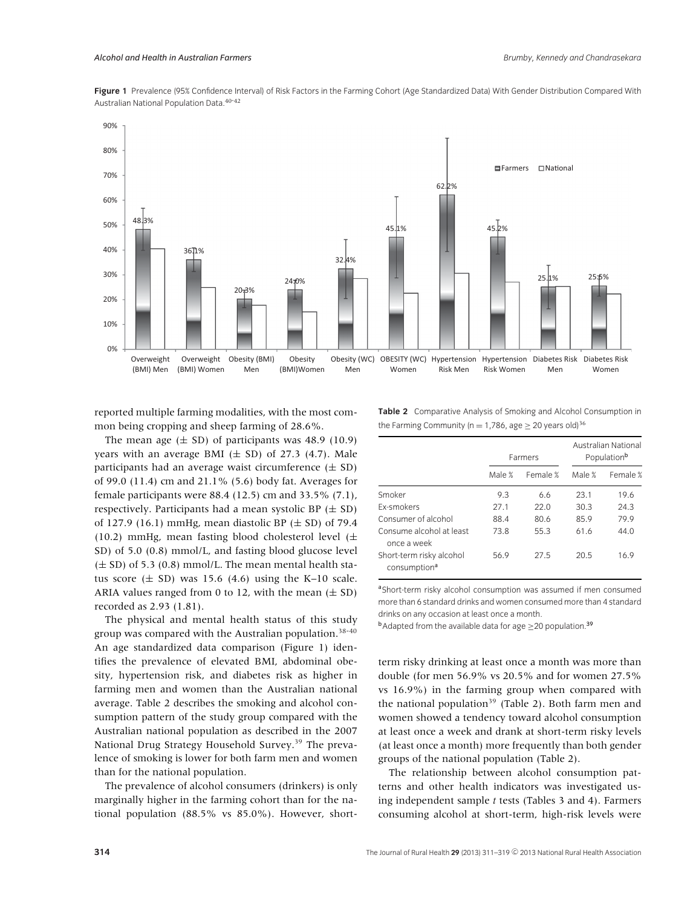**Figure 1** Prevalence (95% Confidence Interval) of Risk Factors in the Farming Cohort (Age Standardized Data) With Gender Distribution Compared With Australian National Population Data.[40-42]

reported multiple farming modalities, with the most common being cropping and sheep farming of 28.6%.

The mean age (± SD) of participants was 48.9 (10.9) years with an average BMI (± SD) of 27.3 (4.7). Male participants had an average waist circumference (± SD) of 99.0 (11.4) cm and 21.1% (5.6) body fat. Averages for female participants were 88.4 (12.5) cm and 33.5% (7.1), respectively. Participants had a mean systolic BP (± SD) of 127.9 (16.1) mmHg, mean diastolic BP (± SD) of 79.4 (10.2) mmHg, mean fasting blood cholesterol level (± SD) of 5.0 (0.8) mmol/L, and fasting blood glucose level (± SD) of 5.3 (0.8) mmol/L. The mean mental health status score (± SD) was 15.6 (4.6) using the K–10 scale. ARIA values ranged from 0 to 12, with the mean (± SD) recorded as 2.93 (1.81).

The physical and mental health status of this study group was compared with the Australian population.[38-40] An age standardized data comparison (Figure 1) identifies the prevalence of elevated BMI, abdominal obesity, hypertension risk, and diabetes risk as higher in farming men and women than the Australian national average. Table 2 describes the smoking and alcohol consumption pattern of the study group compared with the Australian national population as described in the 2007 National Drug Strategy Household Survey.[39] The prevalence of smoking is lower for both farm men and women than for the national population.

The prevalence of alcohol consumers (drinkers) is only marginally higher in the farming cohort than for the national population (88.5% vs 85.0%). However, short-term risky drinking at least once a month was more than double (for men 56.9% vs 20.5% and for women 27.5% vs 16.9%) in the farming group when compared with the national population[39] (Table 2). Both farm men and women showed a tendency toward alcohol consumption at least once a week and drank at short-term risky levels (at least once a month) more frequently than both gender groups of the national population (Table 2).

The relationship between alcohol consumption patterns and other health indicators was investigated using independent sample $t$ tests (Tables 3 and 4). Farmers consuming alcohol at short-term, high-risk levels were

**Table 2** Comparative Analysis of Smoking and Alcohol Consumption in the Farming Community (n = 1,786, age ≥ 20 years old)[36]

| | Farmers | | Australian National Population[b] | |
|---|---|---|---|---|
| | Male % | Female % | Male % | Female % |
| Smoker | 9.3 | 6.6 | 23.1 | 19.6 |
| Ex-smokers | 27.1 | 22.0 | 30.3 | 24.3 |
| Consumer of alcohol | 88.4 | 80.6 | 85.9 | 79.9 |
| Consume alcohol at least once a week | 73.8 | 55.3 | 61.6 | 44.0 |
| Short-term risky alcohol consumption[a] | 56.9 | 27.5 | 20.5 | 16.9 |

[a]Short-term risky alcohol consumption was assumed if men consumed more than 6 standard drinks and women consumed more than 4 standard drinks on any occasion at least once a month.

[b]Adapted from the available data for age ≥20 population.[39]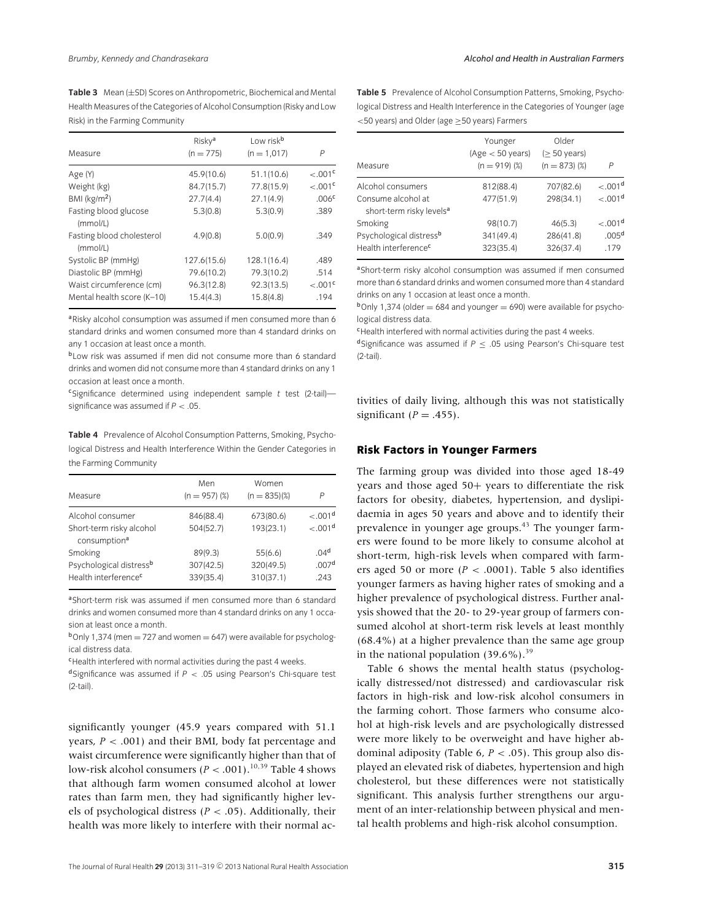**Table 3** Mean (±SD) Scores on Anthropometric, Biochemical and Mental Health Measures of the Categories of Alcohol Consumption (Risky and Low Risk) in the Farming Community

| Measure | Risky[a] (n = 775) | Low risk[b] (n = 1,017) | P |
|---|---|---|---|
| Age (Y) | 45.9(10.6) | 51.1(10.6) | <.001[c] |
| Weight (kg) | 84.7(15.7) | 77.8(15.9) | <.001[c] |
| BMI (kg/m$^2$) | 27.7(4.4) | 27.1(4.9) | .006[c] |
| Fasting blood glucose (mmol/L) | 5.3(0.8) | 5.3(0.9) | .389 |
| Fasting blood cholesterol (mmol/L) | 4.9(0.8) | 5.0(0.9) | .349 |
| Systolic BP (mmHg) | 127.6(15.6) | 128.1(16.4) | .489 |
| Diastolic BP (mmHg) | 79.6(10.2) | 79.3(10.2) | .514 |
| Waist circumference (cm) | 96.3(12.8) | 92.3(13.5) | <.001[c] |
| Mental health score (K–10) | 15.4(4.3) | 15.8(4.8) | .194 |

[a]Risky alcohol consumption was assumed if men consumed more than 6 standard drinks and women consumed more than 4 standard drinks on any 1 occasion at least once a month.

[b]Low risk was assumed if men did not consume more than 6 standard drinks and women did not consume more than 4 standard drinks on any 1 occasion at least once a month.

[c]Significance determined using independent sample *t* test (2-tail)—significance was assumed if $P < .05$.

**Table 4** Prevalence of Alcohol Consumption Patterns, Smoking, Psychological Distress and Health Interference Within the Gender Categories in the Farming Community

| Measure | Men (n = 957) (%) | Women (n = 835)(%) | P |
|---|---|---|---|
| Alcohol consumer | 846(88.4) | 673(80.6) | <.001[d] |
| Short-term risky alcohol consumption[a] | 504(52.7) | 193(23.1) | <.001[d] |
| Smoking | 89(9.3) | 55(6.6) | .04[d] |
| Psychological distress[b] | 307(42.5) | 320(49.5) | .007[d] |
| Health interference[c] | 339(35.4) | 310(37.1) | .243 |

[a]Short-term risk was assumed if men consumed more than 6 standard drinks and women consumed more than 4 standard drinks on any 1 occasion at least once a month.

[b]Only 1,374 (men = 727 and women = 647) were available for psychological distress data.

[c]Health interfered with normal activities during the past 4 weeks.

[d]Significance was assumed if $P < .05$ using Pearson's Chi-square test (2-tail).

significantly younger (45.9 years compared with 51.1 years, $P < .001$) and their BMI, body fat percentage and waist circumference were significantly higher than that of low-risk alcohol consumers ($P < .001$).[10,39] Table 4 shows that although farm women consumed alcohol at lower rates than farm men, they had significantly higher levels of psychological distress ($P < .05$). Additionally, their health was more likely to interfere with their normal activities of daily living, although this was not statistically significant ($P = .455$).

**Table 5** Prevalence of Alcohol Consumption Patterns, Smoking, Psychological Distress and Health Interference in the Categories of Younger (age <50 years) and Older (age ≥50 years) Farmers

| Measure | Younger (Age < 50 years) (n = 919) (%) | Older (≥ 50 years) (n = 873) (%) | P |
|---|---|---|---|
| Alcohol consumers | 812(88.4) | 707(82.6) | <.001[d] |
| Consume alcohol at short-term risky levels[a] | 477(51.9) | 298(34.1) | <.001[d] |
| Smoking | 98(10.7) | 46(5.3) | <.001[d] |
| Psychological distress[b] | 341(49.4) | 286(41.8) | .005[d] |
| Health interference[c] | 323(35.4) | 326(37.4) | .179 |

[a]Short-term risky alcohol consumption was assumed if men consumed more than 6 standard drinks and women consumed more than 4 standard drinks on any 1 occasion at least once a month.

[b]Only 1,374 (older = 684 and younger = 690) were available for psychological distress data.

[c]Health interfered with normal activities during the past 4 weeks.

[d]Significance was assumed if $P \leq .05$ using Pearson's Chi-square test (2-tail).

## Risk Factors in Younger Farmers

The farming group was divided into those aged 18-49 years and those aged 50+ years to differentiate the risk factors for obesity, diabetes, hypertension, and dyslipidaemia in ages 50 years and above and to identify their prevalence in younger age groups.[43] The younger farmers were found to be more likely to consume alcohol at short-term, high-risk levels when compared with farmers aged 50 or more ($P < .0001$). Table 5 also identifies younger farmers as having higher rates of smoking and a higher prevalence of psychological distress. Further analysis showed that the 20- to 29-year group of farmers consumed alcohol at short-term risk levels at least monthly (68.4%) at a higher prevalence than the same age group in the national population (39.6%).[39]

Table 6 shows the mental health status (psychologically distressed/not distressed) and cardiovascular risk factors in high-risk and low-risk alcohol consumers in the farming cohort. Those farmers who consume alcohol at high-risk levels and are psychologically distressed were more likely to be overweight and have higher abdominal adiposity (Table 6, $P < .05$). This group also displayed an elevated risk of diabetes, hypertension and high cholesterol, but these differences were not statistically significant. This analysis further strengthens our argument of an inter-relationship between physical and mental health problems and high-risk alcohol consumption.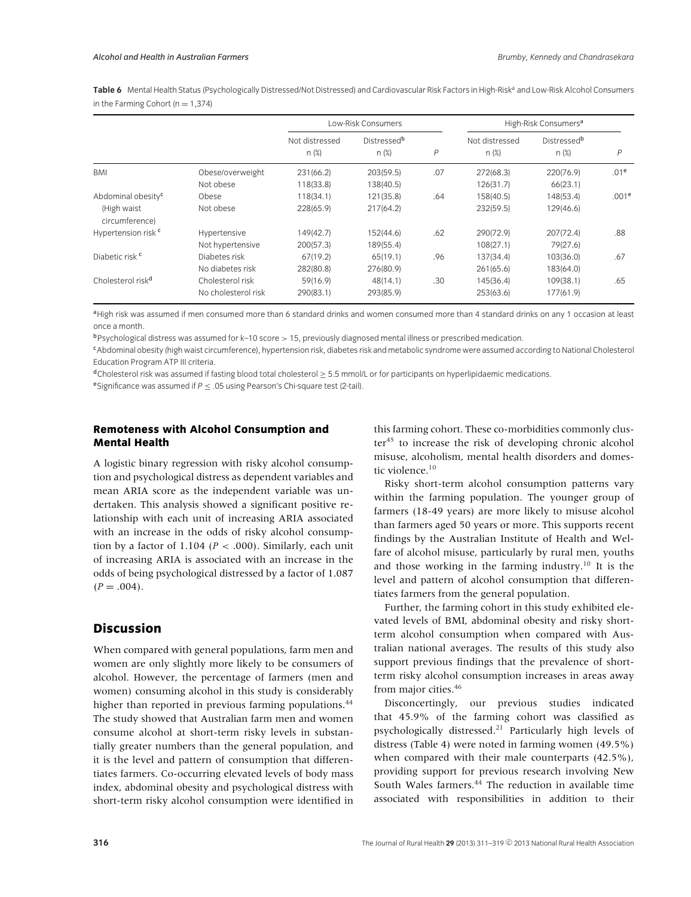**Table 6** Mental Health Status (Psychologically Distressed/Not Distressed) and Cardiovascular Risk Factors in High-Risk[a] and Low-Risk Alcohol Consumers in the Farming Cohort (n = 1,374)

| | | Low-Risk Consumers | | | High-Risk Consumers[a] | | |
|---|---|---|---|---|---|---|---|
| | | Not distressed n (%) | Distressed[b] n (%) | P | Not distressed n (%) | Distressed[b] n (%) | P |
| BMI | Obese/overweight | 231(66.2) | 203(59.5) | .07 | 272(68.3) | 220(76.9) | .01[e] |
| | Not obese | 118(33.8) | 138(40.5) | | 126(31.7) | 66(23.1) | |
| Abdominal obesity[c] (High waist circumference) | Obese | 118(34.1) | 121(35.8) | .64 | 158(40.5) | 148(53.4) | .001[e] |
| | Not obese | 228(65.9) | 217(64.2) | | 232(59.5) | 129(46.6) | |
| Hypertension risk [c] | Hypertensive | 149(42.7) | 152(44.6) | .62 | 290(72.9) | 207(72.4) | .88 |
| | Not hypertensive | 200(57.3) | 189(55.4) | | 108(27.1) | 79(27.6) | |
| Diabetic risk [c] | Diabetes risk | 67(19.2) | 65(19.1) | .96 | 137(34.4) | 103(36.0) | .67 |
| | No diabetes risk | 282(80.8) | 276(80.9) | | 261(65.6) | 183(64.0) | |
| Cholesterol risk[d] | Cholesterol risk | 59(16.9) | 48(14.1) | .30 | 145(36.4) | 109(38.1) | .65 |
| | No cholesterol risk | 290(83.1) | 293(85.9) | | 253(63.6) | 177(61.9) | |

[a]High risk was assumed if men consumed more than 6 standard drinks and women consumed more than 4 standard drinks on any 1 occasion at least once a month.

[b]Psychological distress was assumed for k–10 score > 15, previously diagnosed mental illness or prescribed medication.

[c]Abdominal obesity (high waist circumference), hypertension risk, diabetes risk and metabolic syndrome were assumed according to National Cholesterol Education Program ATP III criteria.

[d]Cholesterol risk was assumed if fasting blood total cholesterol ≥ 5.5 mmol/L or for participants on hyperlipidaemic medications.

[e]Significance was assumed if $P \leq .05$ using Pearson's Chi-square test (2-tail).

### Remoteness with Alcohol Consumption and Mental Health

A logistic binary regression with risky alcohol consumption and psychological distress as dependent variables and mean ARIA score as the independent variable was undertaken. This analysis showed a significant positive relationship with each unit of increasing ARIA associated with an increase in the odds of risky alcohol consumption by a factor of 1.104 ($P < .000$). Similarly, each unit of increasing ARIA is associated with an increase in the odds of being psychological distressed by a factor of 1.087 ($P = .004$).

## Discussion

When compared with general populations, farm men and women are only slightly more likely to be consumers of alcohol. However, the percentage of farmers (men and women) consuming alcohol in this study is considerably higher than reported in previous farming populations.[44] The study showed that Australian farm men and women consume alcohol at short-term risky levels in substantially greater numbers than the general population, and it is the level and pattern of consumption that differentiates farmers. Co-occurring elevated levels of body mass index, abdominal obesity and psychological distress with short-term risky alcohol consumption were identified in this farming cohort. These co-morbidities commonly cluster[45] to increase the risk of developing chronic alcohol misuse, alcoholism, mental health disorders and domestic violence.[10]

Risky short-term alcohol consumption patterns vary within the farming population. The younger group of farmers (18-49 years) are more likely to misuse alcohol than farmers aged 50 years or more. This supports recent findings by the Australian Institute of Health and Welfare of alcohol misuse, particularly by rural men, youths and those working in the farming industry.[10] It is the level and pattern of alcohol consumption that differentiates farmers from the general population.

Further, the farming cohort in this study exhibited elevated levels of BMI, abdominal obesity and risky short-term alcohol consumption when compared with Australian national averages. The results of this study also support previous findings that the prevalence of short-term risky alcohol consumption increases in areas away from major cities.[46]

Disconcertingly, our previous studies indicated that 45.9% of the farming cohort was classified as psychologically distressed.[21] Particularly high levels of distress (Table 4) were noted in farming women (49.5%) when compared with their male counterparts (42.5%), providing support for previous research involving New South Wales farmers.[44] The reduction in available time associated with responsibilities in addition to their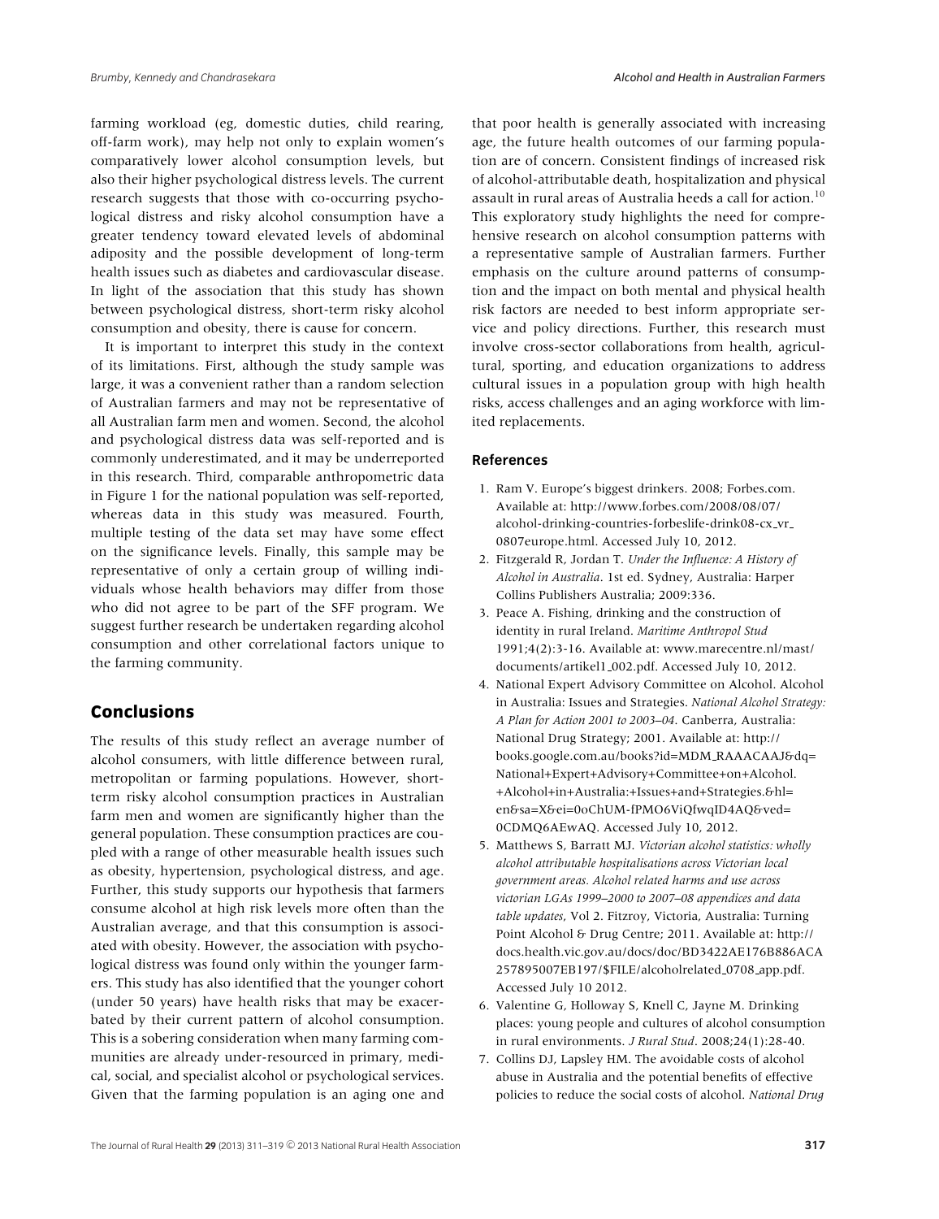farming workload (eg, domestic duties, child rearing, off-farm work), may help not only to explain women's comparatively lower alcohol consumption levels, but also their higher psychological distress levels. The current research suggests that those with co-occurring psychological distress and risky alcohol consumption have a greater tendency toward elevated levels of abdominal adiposity and the possible development of long-term health issues such as diabetes and cardiovascular disease. In light of the association that this study has shown between psychological distress, short-term risky alcohol consumption and obesity, there is cause for concern.

It is important to interpret this study in the context of its limitations. First, although the study sample was large, it was a convenient rather than a random selection of Australian farmers and may not be representative of all Australian farm men and women. Second, the alcohol and psychological distress data was self-reported and is commonly underestimated, and it may be underreported in this research. Third, comparable anthropometric data in Figure 1 for the national population was self-reported, whereas data in this study was measured. Fourth, multiple testing of the data set may have some effect on the significance levels. Finally, this sample may be representative of only a certain group of willing individuals whose health behaviors may differ from those who did not agree to be part of the SFF program. We suggest further research be undertaken regarding alcohol consumption and other correlational factors unique to the farming community.

## Conclusions

The results of this study reflect an average number of alcohol consumers, with little difference between rural, metropolitan or farming populations. However, short-term risky alcohol consumption practices in Australian farm men and women are significantly higher than the general population. These consumption practices are coupled with a range of other measurable health issues such as obesity, hypertension, psychological distress, and age. Further, this study supports our hypothesis that farmers consume alcohol at high risk levels more often than the Australian average, and that this consumption is associated with obesity. However, the association with psychological distress was found only within the younger farmers. This study has also identified that the younger cohort (under 50 years) have health risks that may be exacerbated by their current pattern of alcohol consumption. This is a sobering consideration when many farming communities are already under-resourced in primary, medical, social, and specialist alcohol or psychological services. Given that the farming population is an aging one and that poor health is generally associated with increasing age, the future health outcomes of our farming population are of concern. Consistent findings of increased risk of alcohol-attributable death, hospitalization and physical assault in rural areas of Australia heeds a call for action.[10] This exploratory study highlights the need for comprehensive research on alcohol consumption patterns with a representative sample of Australian farmers. Further emphasis on the culture around patterns of consumption and the impact on both mental and physical health risk factors are needed to best inform appropriate service and policy directions. Further, this research must involve cross-sector collaborations from health, agricultural, sporting, and education organizations to address cultural issues in a population group with high health risks, access challenges and an aging workforce with limited replacements.

### References

1. Ram V. Europe's biggest drinkers. 2008; Forbes.com. Available at: http://www.forbes.com/2008/08/07/alcohol-drinking-countries-forbeslife-drink08-cx_vr_0807europe.html. Accessed July 10, 2012.
2. Fitzgerald R, Jordan T. *Under the Influence: A History of Alcohol in Australia*. 1st ed. Sydney, Australia: Harper Collins Publishers Australia; 2009:336.
3. Peace A. Fishing, drinking and the construction of identity in rural Ireland. *Maritime Anthropol Stud* 1991;4(2):3-16. Available at: www.marecentre.nl/mast/documents/artikel1_002.pdf. Accessed July 10, 2012.
4. National Expert Advisory Committee on Alcohol. Alcohol in Australia: Issues and Strategies. *National Alcohol Strategy: A Plan for Action 2001 to 2003–04*. Canberra, Australia: National Drug Strategy; 2001. Available at: http://books.google.com.au/books?id=MDM_RAAACAAJ&dq=National+Expert+Advisory+Committee+on+Alcohol.+Alcohol+in+Australia:+Issues+and+Strategies.&hl=en&sa=X&ei=0oChUM-fPMO6ViQfwqID4AQ&ved=0CDMQ6AEwAQ. Accessed July 10, 2012.
5. Matthews S, Barratt MJ. *Victorian alcohol statistics: wholly alcohol attributable hospitalisations across Victorian local government areas. Alcohol related harms and use across victorian LGAs 1999–2000 to 2007–08 appendices and data table updates*, Vol 2. Fitzroy, Victoria, Australia: Turning Point Alcohol & Drug Centre; 2011. Available at: http://docs.health.vic.gov.au/docs/doc/BD3422AE176B886ACA257895007EB197/$FILE/alcoholrelated_0708_app.pdf. Accessed July 10 2012.
6. Valentine G, Holloway S, Knell C, Jayne M. Drinking places: young people and cultures of alcohol consumption in rural environments. *J Rural Stud*. 2008;24(1):28-40.
7. Collins DJ, Lapsley HM. The avoidable costs of alcohol abuse in Australia and the potential benefits of effective policies to reduce the social costs of alcohol. *National Drug*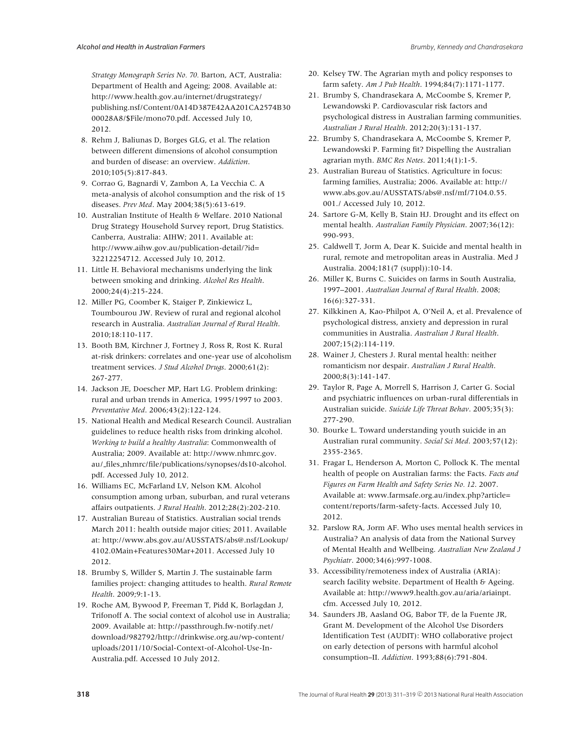*Strategy Monograph Series No. 70.* Barton, ACT, Australia: Department of Health and Ageing; 2008. Available at: http://www.health.gov.au/internet/drugstrategy/publishing.nsf/Content/0A14D387E42AA201CA2574B3000028A8/$File/mono70.pdf. Accessed July 10, 2012.

8. Rehm J, Baliunas D, Borges GLG, et al. The relation between different dimensions of alcohol consumption and burden of disease: an overview. *Addiction*. 2010;105(5):817-843.
9. Corrao G, Bagnardi V, Zambon A, La Vecchia C. A meta-analysis of alcohol consumption and the risk of 15 diseases. *Prev Med*. May 2004;38(5):613-619.
10. Australian Institute of Health & Welfare. 2010 National Drug Strategy Household Survey report, Drug Statistics. Canberra, Australia: AIHW; 2011. Available at: http://www.aihw.gov.au/publication-detail/?id=32212254712. Accessed July 10, 2012.
11. Little H. Behavioral mechanisms underlying the link between smoking and drinking. *Alcohol Res Health*. 2000;24(4):215-224.
12. Miller PG, Coomber K, Staiger P, Zinkiewicz L, Toumbourou JW. Review of rural and regional alcohol research in Australia. *Australian Journal of Rural Health*. 2010;18:110-117.
13. Booth BM, Kirchner J, Fortney J, Ross R, Rost K. Rural at-risk drinkers: correlates and one-year use of alcoholism treatment services. *J Stud Alcohol Drugs*. 2000;61(2):267-277.
14. Jackson JE, Doescher MP, Hart LG. Problem drinking: rural and urban trends in America, 1995/1997 to 2003. *Preventative Med*. 2006;43(2):122-124.
15. National Health and Medical Research Council. Australian guidelines to reduce health risks from drinking alcohol. *Working to build a healthy Australia*: Commonwealth of Australia; 2009. Available at: http://www.nhmrc.gov.au/_files_nhmrc/file/publications/synopses/ds10-alcohol.pdf. Accessed July 10, 2012.
16. Williams EC, McFarland LV, Nelson KM. Alcohol consumption among urban, suburban, and rural veterans affairs outpatients. *J Rural Health*. 2012;28(2):202-210.
17. Australian Bureau of Statistics. Australian social trends March 2011: health outside major cities; 2011. Available at: http://www.abs.gov.au/AUSSTATS/abs@.nsf/Lookup/4102.0Main+Features30Mar+2011. Accessed July 10 2012.
18. Brumby S, Willder S, Martin J. The sustainable farm families project: changing attitudes to health. *Rural Remote Health*. 2009;9:1-13.
19. Roche AM, Bywood P, Freeman T, Pidd K, Borlagdan J, Trifonoff A. The social context of alcohol use in Australia; 2009. Available at: http://passthrough.fw-notify.net/download/982792/http://drinkwise.org.au/wp-content/uploads/2011/10/Social-Context-of-Alcohol-Use-In-Australia.pdf. Accessed 10 July 2012.
20. Kelsey TW. The Agrarian myth and policy responses to farm safety. *Am J Pub Health*. 1994;84(7):1171-1177.
21. Brumby S, Chandrasekara A, McCoombe S, Kremer P, Lewandowski P. Cardiovascular risk factors and psychological distress in Australian farming communities. *Australian J Rural Health*. 2012;20(3):131-137.
22. Brumby S, Chandrasekara A, McCoombe S, Kremer P, Lewandowski P. Farming fit? Dispelling the Australian agrarian myth. *BMC Res Notes*. 2011;4(1):1-5.
23. Australian Bureau of Statistics. Agriculture in focus: farming families, Australia; 2006. Available at: http://www.abs.gov.au/AUSSTATS/abs@.nsf/mf/7104.0.55.001./ Accessed July 10, 2012.
24. Sartore G-M, Kelly B, Stain HJ. Drought and its effect on mental health. *Australian Family Physician*. 2007;36(12):990-993.
25. Caldwell T, Jorm A, Dear K. Suicide and mental health in rural, remote and metropolitan areas in Australia. Med J Australia. 2004;181(7 (suppl)):10-14.
26. Miller K, Burns C. Suicides on farms in South Australia, 1997–2001. *Australian Journal of Rural Health*. 2008;16(6):327-331.
27. Kilkkinen A, Kao-Philpot A, O'Neil A, et al. Prevalence of psychological distress, anxiety and depression in rural communities in Australia. *Australian J Rural Health*. 2007;15(2):114-119.
28. Wainer J, Chesters J. Rural mental health: neither romanticism nor despair. *Australian J Rural Health*. 2000;8(3):141-147.
29. Taylor R, Page A, Morrell S, Harrison J, Carter G. Social and psychiatric influences on urban-rural differentials in Australian suicide. *Suicide Life Threat Behav*. 2005;35(3):277-290.
30. Bourke L. Toward understanding youth suicide in an Australian rural community. *Social Sci Med*. 2003;57(12):2355-2365.
31. Fragar L, Henderson A, Morton C, Pollock K. The mental health of people on Australian farms: the Facts. *Facts and Figures on Farm Health and Safety Series No. 12*. 2007. Available at: www.farmsafe.org.au/index.php?article=content/reports/farm-safety-facts. Accessed July 10, 2012.
32. Parslow RA, Jorm AF. Who uses mental health services in Australia? An analysis of data from the National Survey of Mental Health and Wellbeing. *Australian New Zealand J Psychiatr*. 2000;34(6):997-1008.
33. Accessibility/remoteness index of Australia (ARIA): search facility website. Department of Health & Ageing. Available at: http://www9.health.gov.au/aria/ariainpt.cfm. Accessed July 10, 2012.
34. Saunders JB, Aasland OG, Babor TF, de la Fuente JR, Grant M. Development of the Alcohol Use Disorders Identification Test (AUDIT): WHO collaborative project on early detection of persons with harmful alcohol consumption–II. *Addiction*. 1993;88(6):791-804.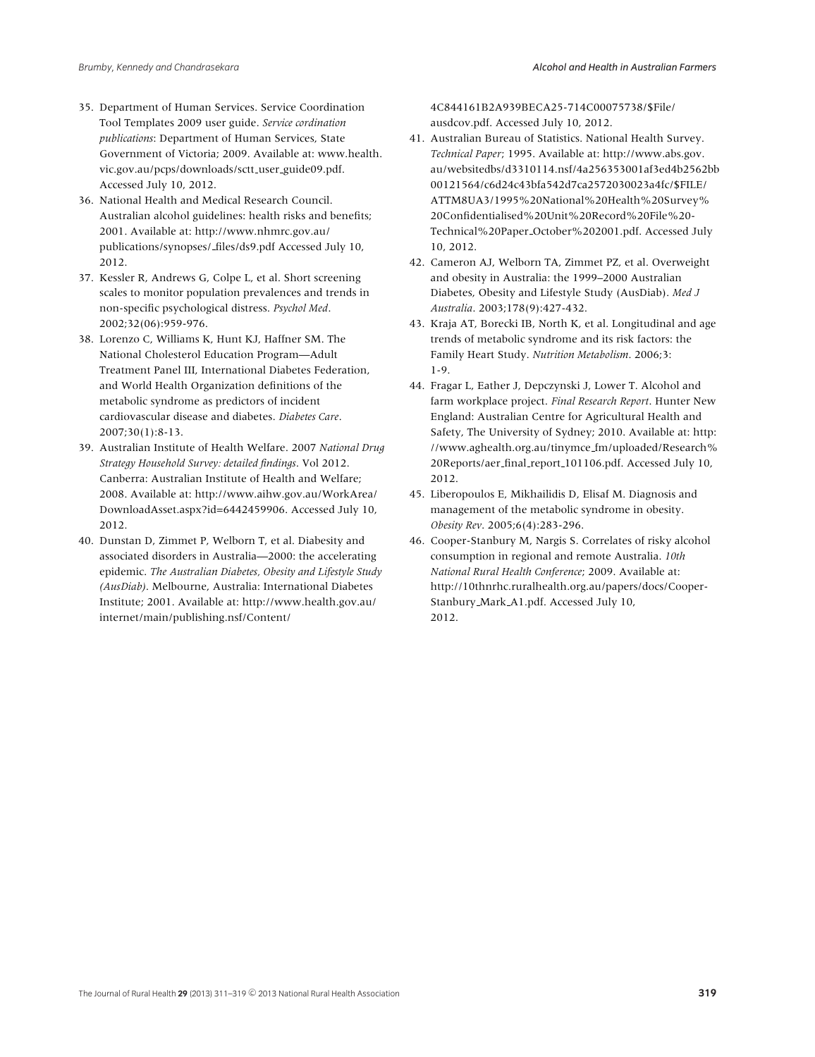35. Department of Human Services. Service Coordination Tool Templates 2009 user guide. *Service cordination publications*: Department of Human Services, State Government of Victoria; 2009. Available at: www.health.vic.gov.au/pcps/downloads/sctt_user_guide09.pdf. Accessed July 10, 2012.
36. National Health and Medical Research Council. Australian alcohol guidelines: health risks and benefits; 2001. Available at: http://www.nhmrc.gov.au/publications/synopses/_files/ds9.pdf Accessed July 10, 2012.
37. Kessler R, Andrews G, Colpe L, et al. Short screening scales to monitor population prevalences and trends in non-specific psychological distress. *Psychol Med*. 2002;32(06):959-976.
38. Lorenzo C, Williams K, Hunt KJ, Haffner SM. The National Cholesterol Education Program—Adult Treatment Panel III, International Diabetes Federation, and World Health Organization definitions of the metabolic syndrome as predictors of incident cardiovascular disease and diabetes. *Diabetes Care*. 2007;30(1):8-13.
39. Australian Institute of Health Welfare. 2007 *National Drug Strategy Household Survey: detailed findings*. Vol 2012. Canberra: Australian Institute of Health and Welfare; 2008. Available at: http://www.aihw.gov.au/WorkArea/DownloadAsset.aspx?id=6442459906. Accessed July 10, 2012.
40. Dunstan D, Zimmet P, Welborn T, et al. Diabesity and associated disorders in Australia—2000: the accelerating epidemic. *The Australian Diabetes, Obesity and Lifestyle Study (AusDiab)*. Melbourne, Australia: International Diabetes Institute; 2001. Available at: http://www.health.gov.au/internet/main/publishing.nsf/Content/4C844161B2A939BECA25-714C00075738/$File/ausdcov.pdf. Accessed July 10, 2012.
41. Australian Bureau of Statistics. National Health Survey. *Technical Paper*; 1995. Available at: http://www.abs.gov.au/websitedbs/d3310114.nsf/4a256353001af3ed4b2562bb00121564/c6d24c43bfa542d7ca2572030023a4fc/$FILE/ATTM8UA3/1995%20National%20Health%20Survey%20Confidentialised%20Unit%20Record%20File%20-Technical%20Paper_October%202001.pdf. Accessed July 10, 2012.
42. Cameron AJ, Welborn TA, Zimmet PZ, et al. Overweight and obesity in Australia: the 1999–2000 Australian Diabetes, Obesity and Lifestyle Study (AusDiab). *Med J Australia*. 2003;178(9):427-432.
43. Kraja AT, Borecki IB, North K, et al. Longitudinal and age trends of metabolic syndrome and its risk factors: the Family Heart Study. *Nutrition Metabolism*. 2006;3: 1-9.
44. Fragar L, Eather J, Depczynski J, Lower T. Alcohol and farm workplace project. *Final Research Report*. Hunter New England: Australian Centre for Agricultural Health and Safety, The University of Sydney; 2010. Available at: http://www.aghealth.org.au/tinymce_fm/uploaded/Research%20Reports/aer_final_report_101106.pdf. Accessed July 10, 2012.
45. Liberopoulos E, Mikhailidis D, Elisaf M. Diagnosis and management of the metabolic syndrome in obesity. *Obesity Rev*. 2005;6(4):283-296.
46. Cooper-Stanbury M, Nargis S. Correlates of risky alcohol consumption in regional and remote Australia. *10th National Rural Health Conference*; 2009. Available at: http://10thnrhc.ruralhealth.org.au/papers/docs/Cooper-Stanbury_Mark_A1.pdf. Accessed July 10, 2012.